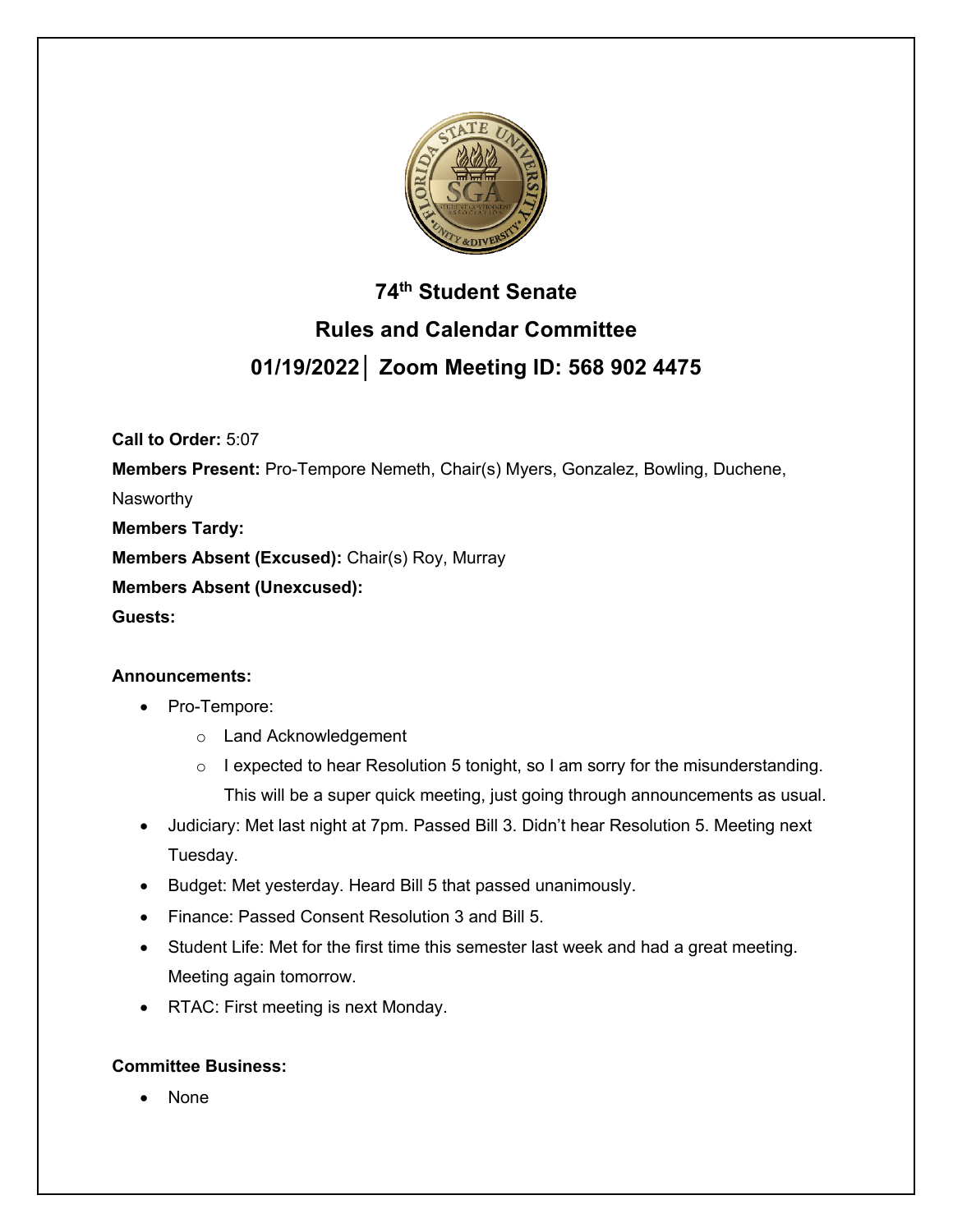# 74th Student Senate

## Rules and Calendar Committee

## 01/19/2022 │ Zoom Meeting ID: 568 902 4475

**Call to Order:** 5:07

**Members Present:** Pro-Tempore Nemeth, Chair(s) Myers, Gonzalez, Bowling, Duchene, Nasworthy

**Members Tardy:**

**Members Absent (Excused):** Chair(s) Roy, Murray

**Members Absent (Unexcused):**

**Guests:**

**Announcements:**

- Pro-Tempore:
  - Land Acknowledgement
  - I expected to hear Resolution 5 tonight, so I am sorry for the misunderstanding. This will be a super quick meeting, just going through announcements as usual.
- Judiciary: Met last night at 7pm. Passed Bill 3. Didn't hear Resolution 5. Meeting next Tuesday.
- Budget: Met yesterday. Heard Bill 5 that passed unanimously.
- Finance: Passed Consent Resolution 3 and Bill 5.
- Student Life: Met for the first time this semester last week and had a great meeting. Meeting again tomorrow.
- RTAC: First meeting is next Monday.

**Committee Business:**

- None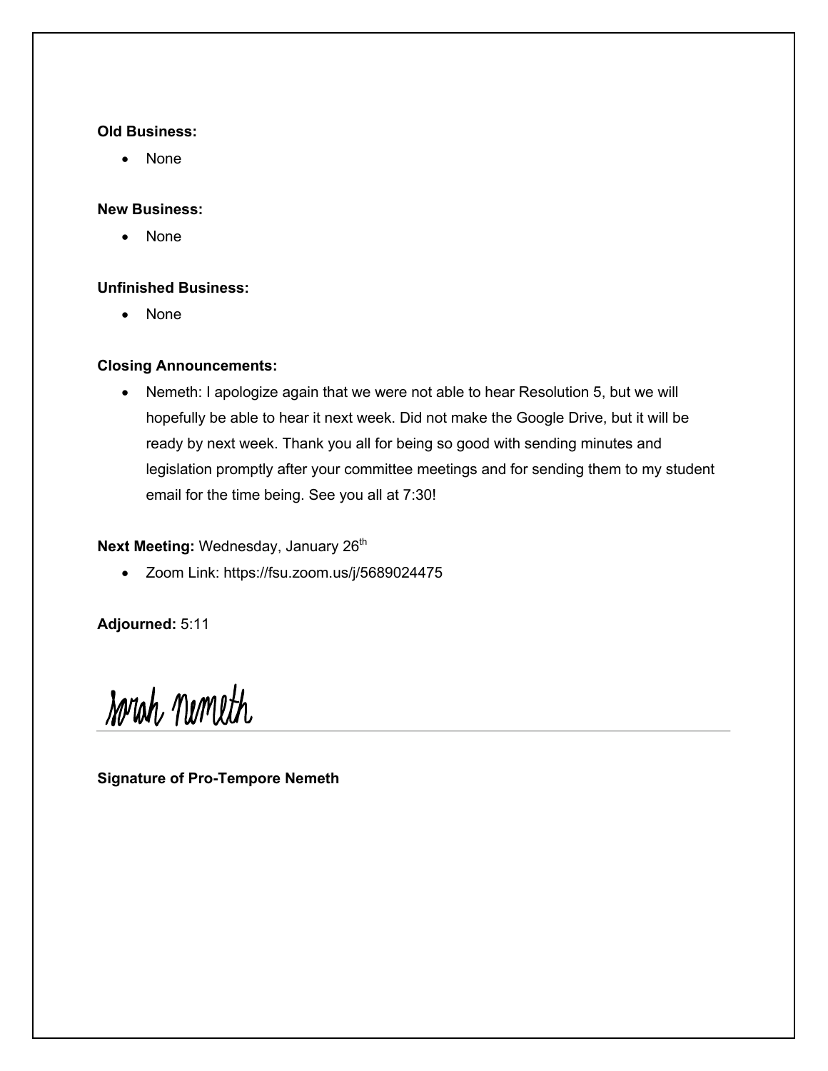**Old Business:**

- None

**New Business:**

- None

**Unfinished Business:**

- None

**Closing Announcements:**

- Nemeth: I apologize again that we were not able to hear Resolution 5, but we will hopefully be able to hear it next week. Did not make the Google Drive, but it will be ready by next week. Thank you all for being so good with sending minutes and legislation promptly after your committee meetings and for sending them to my student email for the time being. See you all at 7:30!

**Next Meeting:** Wednesday, January 26th

- Zoom Link: https://fsu.zoom.us/j/5689024475

**Adjourned:** 5:11

Sarah Nemeth

**Signature of Pro-Tempore Nemeth**